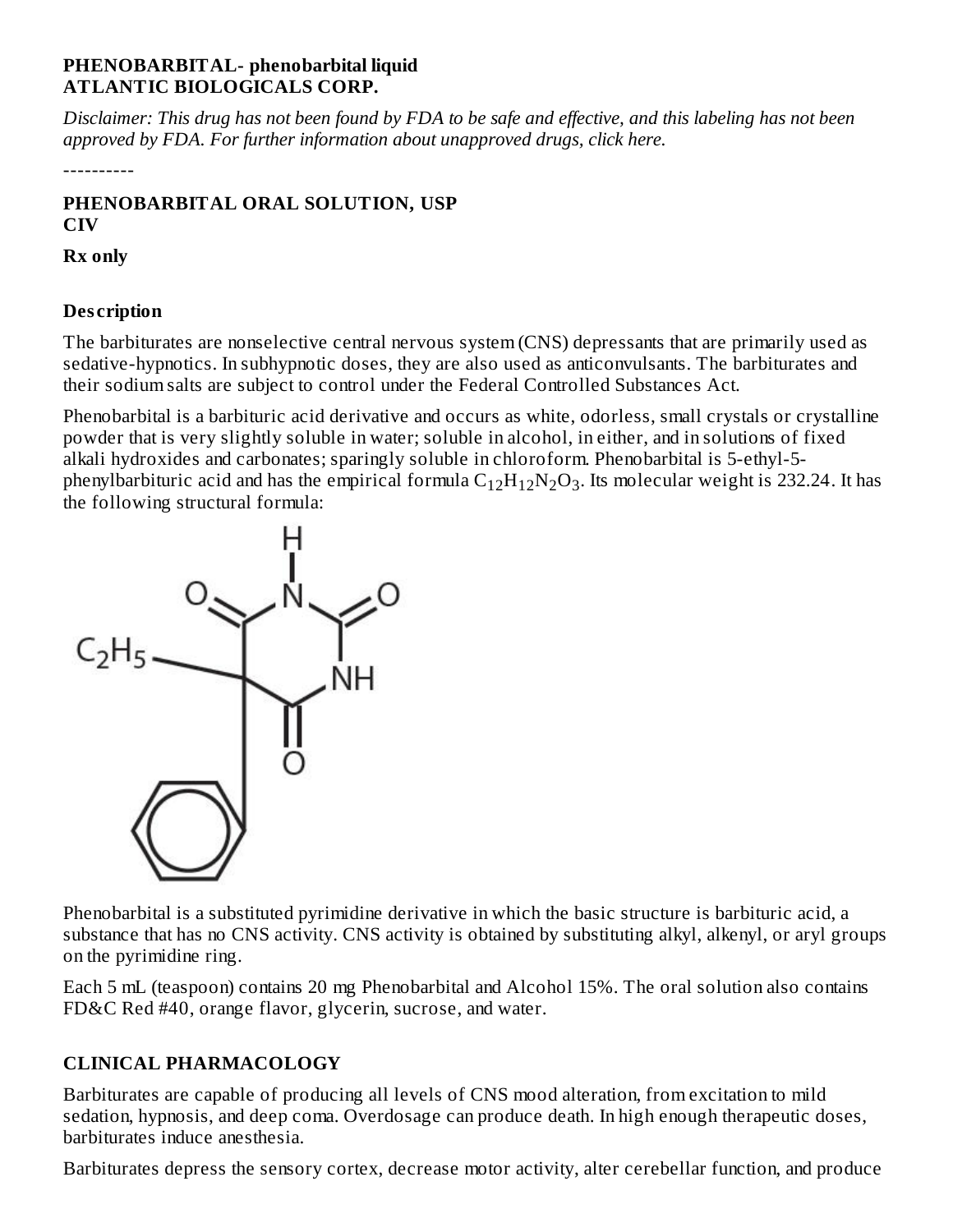**PHENOBARBITAL- phenobarbital liquid**
**ATLANTIC BIOLOGICALS CORP.**

*Disclaimer: This drug has not been found by FDA to be safe and effective, and this labeling has not been approved by FDA. For further information about unapproved drugs, click here.*

----------

**PHENOBARBITAL ORAL SOLUTION, USP**
**CIV**

**Rx only**

### Description

The barbiturates are nonselective central nervous system (CNS) depressants that are primarily used as sedative-hypnotics. In subhypnotic doses, they are also used as anticonvulsants. The barbiturates and their sodium salts are subject to control under the Federal Controlled Substances Act.

Phenobarbital is a barbituric acid derivative and occurs as white, odorless, small crystals or crystalline powder that is very slightly soluble in water; soluble in alcohol, in either, and in solutions of fixed alkali hydroxides and carbonates; sparingly soluble in chloroform. Phenobarbital is 5-ethyl-5-phenylbarbituric acid and has the empirical formula $C_{12}H_{12}N_2O_3$. Its molecular weight is 232.24. It has the following structural formula:

Phenobarbital is a substituted pyrimidine derivative in which the basic structure is barbituric acid, a substance that has no CNS activity. CNS activity is obtained by substituting alkyl, alkenyl, or aryl groups on the pyrimidine ring.

Each 5 mL (teaspoon) contains 20 mg Phenobarbital and Alcohol 15%. The oral solution also contains FD&C Red #40, orange flavor, glycerin, sucrose, and water.

### CLINICAL PHARMACOLOGY

Barbiturates are capable of producing all levels of CNS mood alteration, from excitation to mild sedation, hypnosis, and deep coma. Overdosage can produce death. In high enough therapeutic doses, barbiturates induce anesthesia.

Barbiturates depress the sensory cortex, decrease motor activity, alter cerebellar function, and produce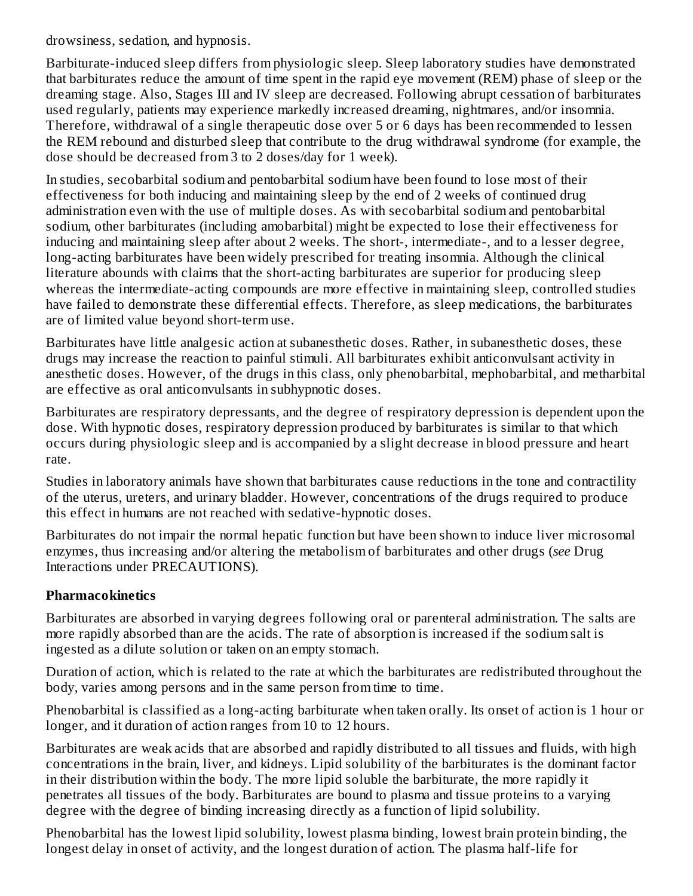drowsiness, sedation, and hypnosis.

Barbiturate-induced sleep differs from physiologic sleep. Sleep laboratory studies have demonstrated that barbiturates reduce the amount of time spent in the rapid eye movement (REM) phase of sleep or the dreaming stage. Also, Stages III and IV sleep are decreased. Following abrupt cessation of barbiturates used regularly, patients may experience markedly increased dreaming, nightmares, and/or insomnia. Therefore, withdrawal of a single therapeutic dose over 5 or 6 days has been recommended to lessen the REM rebound and disturbed sleep that contribute to the drug withdrawal syndrome (for example, the dose should be decreased from 3 to 2 doses/day for 1 week).

In studies, secobarbital sodium and pentobarbital sodium have been found to lose most of their effectiveness for both inducing and maintaining sleep by the end of 2 weeks of continued drug administration even with the use of multiple doses. As with secobarbital sodium and pentobarbital sodium, other barbiturates (including amobarbital) might be expected to lose their effectiveness for inducing and maintaining sleep after about 2 weeks. The short-, intermediate-, and to a lesser degree, long-acting barbiturates have been widely prescribed for treating insomnia. Although the clinical literature abounds with claims that the short-acting barbiturates are superior for producing sleep whereas the intermediate-acting compounds are more effective in maintaining sleep, controlled studies have failed to demonstrate these differential effects. Therefore, as sleep medications, the barbiturates are of limited value beyond short-term use.

Barbiturates have little analgesic action at subanesthetic doses. Rather, in subanesthetic doses, these drugs may increase the reaction to painful stimuli. All barbiturates exhibit anticonvulsant activity in anesthetic doses. However, of the drugs in this class, only phenobarbital, mephobarbital, and metharbital are effective as oral anticonvulsants in subhypnotic doses.

Barbiturates are respiratory depressants, and the degree of respiratory depression is dependent upon the dose. With hypnotic doses, respiratory depression produced by barbiturates is similar to that which occurs during physiologic sleep and is accompanied by a slight decrease in blood pressure and heart rate.

Studies in laboratory animals have shown that barbiturates cause reductions in the tone and contractility of the uterus, ureters, and urinary bladder. However, concentrations of the drugs required to produce this effect in humans are not reached with sedative-hypnotic doses.

Barbiturates do not impair the normal hepatic function but have been shown to induce liver microsomal enzymes, thus increasing and/or altering the metabolism of barbiturates and other drugs (*see* Drug Interactions under PRECAUTIONS).

**Pharmacokinetics**

Barbiturates are absorbed in varying degrees following oral or parenteral administration. The salts are more rapidly absorbed than are the acids. The rate of absorption is increased if the sodium salt is ingested as a dilute solution or taken on an empty stomach.

Duration of action, which is related to the rate at which the barbiturates are redistributed throughout the body, varies among persons and in the same person from time to time.

Phenobarbital is classified as a long-acting barbiturate when taken orally. Its onset of action is 1 hour or longer, and it duration of action ranges from 10 to 12 hours.

Barbiturates are weak acids that are absorbed and rapidly distributed to all tissues and fluids, with high concentrations in the brain, liver, and kidneys. Lipid solubility of the barbiturates is the dominant factor in their distribution within the body. The more lipid soluble the barbiturate, the more rapidly it penetrates all tissues of the body. Barbiturates are bound to plasma and tissue proteins to a varying degree with the degree of binding increasing directly as a function of lipid solubility.

Phenobarbital has the lowest lipid solubility, lowest plasma binding, lowest brain protein binding, the longest delay in onset of activity, and the longest duration of action. The plasma half-life for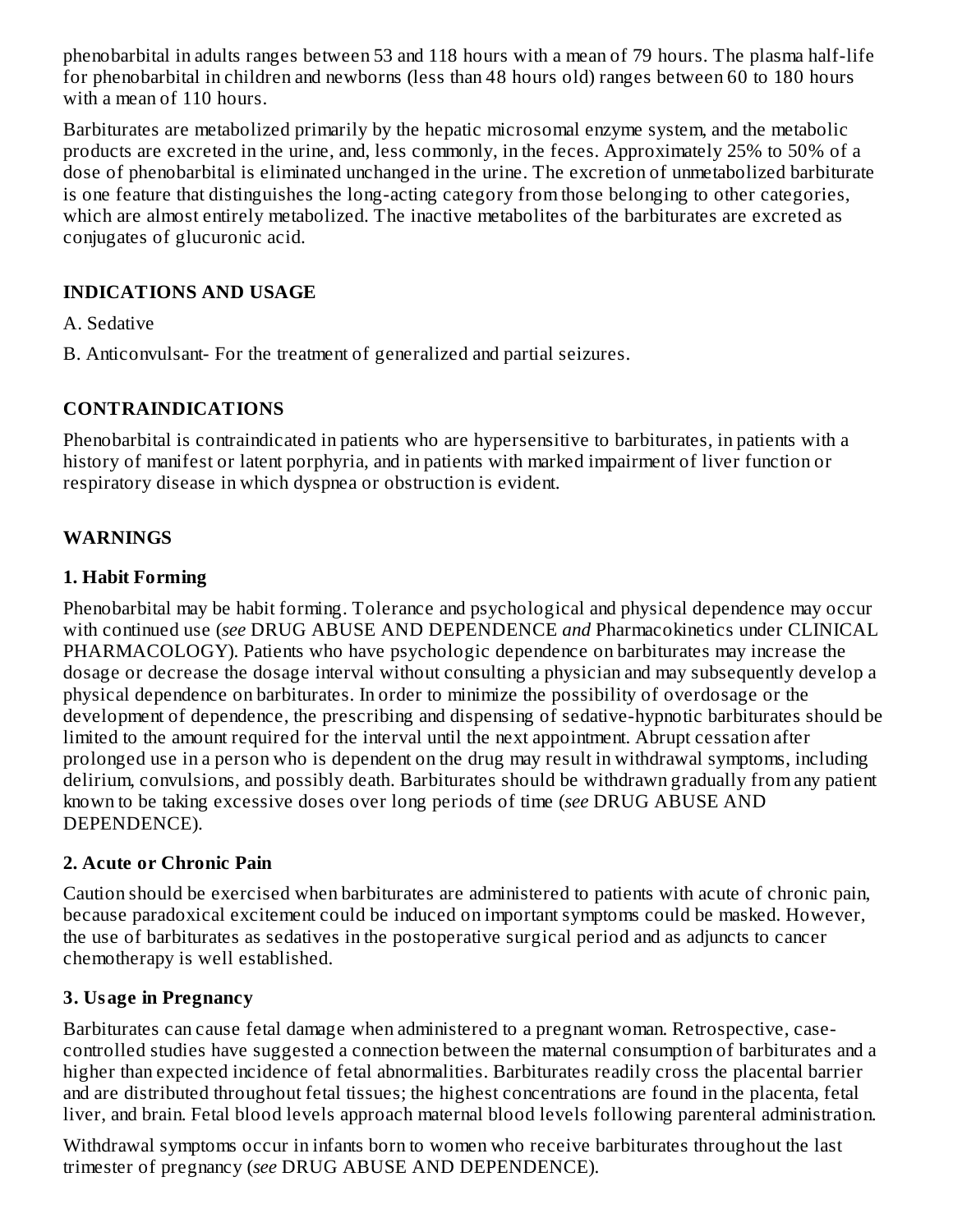phenobarbital in adults ranges between 53 and 118 hours with a mean of 79 hours. The plasma half-life for phenobarbital in children and newborns (less than 48 hours old) ranges between 60 to 180 hours with a mean of 110 hours.

Barbiturates are metabolized primarily by the hepatic microsomal enzyme system, and the metabolic products are excreted in the urine, and, less commonly, in the feces. Approximately 25% to 50% of a dose of phenobarbital is eliminated unchanged in the urine. The excretion of unmetabolized barbiturate is one feature that distinguishes the long-acting category from those belonging to other categories, which are almost entirely metabolized. The inactive metabolites of the barbiturates are excreted as conjugates of glucuronic acid.

## INDICATIONS AND USAGE

A. Sedative

B. Anticonvulsant- For the treatment of generalized and partial seizures.

## CONTRAINDICATIONS

Phenobarbital is contraindicated in patients who are hypersensitive to barbiturates, in patients with a history of manifest or latent porphyria, and in patients with marked impairment of liver function or respiratory disease in which dyspnea or obstruction is evident.

## WARNINGS

### 1. Habit Forming

Phenobarbital may be habit forming. Tolerance and psychological and physical dependence may occur with continued use (*see* DRUG ABUSE AND DEPENDENCE *and* Pharmacokinetics under CLINICAL PHARMACOLOGY). Patients who have psychologic dependence on barbiturates may increase the dosage or decrease the dosage interval without consulting a physician and may subsequently develop a physical dependence on barbiturates. In order to minimize the possibility of overdosage or the development of dependence, the prescribing and dispensing of sedative-hypnotic barbiturates should be limited to the amount required for the interval until the next appointment. Abrupt cessation after prolonged use in a person who is dependent on the drug may result in withdrawal symptoms, including delirium, convulsions, and possibly death. Barbiturates should be withdrawn gradually from any patient known to be taking excessive doses over long periods of time (*see* DRUG ABUSE AND DEPENDENCE).

### 2. Acute or Chronic Pain

Caution should be exercised when barbiturates are administered to patients with acute of chronic pain, because paradoxical excitement could be induced on important symptoms could be masked. However, the use of barbiturates as sedatives in the postoperative surgical period and as adjuncts to cancer chemotherapy is well established.

### 3. Usage in Pregnancy

Barbiturates can cause fetal damage when administered to a pregnant woman. Retrospective, case-controlled studies have suggested a connection between the maternal consumption of barbiturates and a higher than expected incidence of fetal abnormalities. Barbiturates readily cross the placental barrier and are distributed throughout fetal tissues; the highest concentrations are found in the placenta, fetal liver, and brain. Fetal blood levels approach maternal blood levels following parenteral administration.

Withdrawal symptoms occur in infants born to women who receive barbiturates throughout the last trimester of pregnancy (*see* DRUG ABUSE AND DEPENDENCE).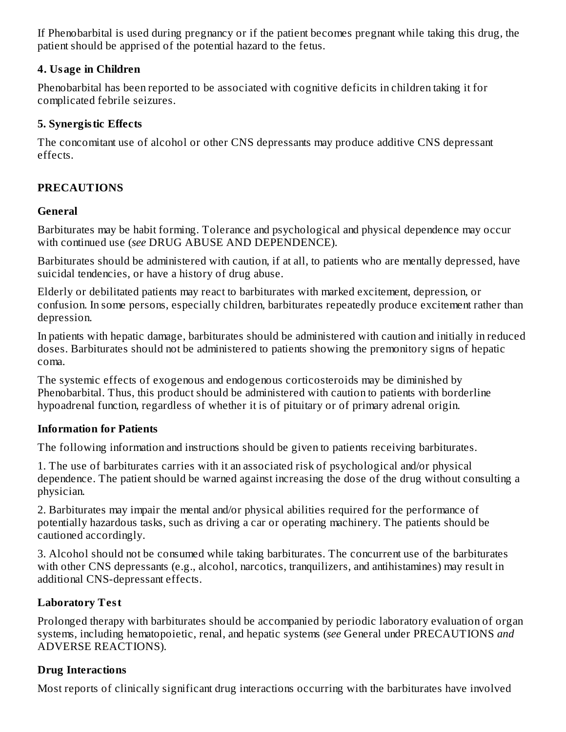If Phenobarbital is used during pregnancy or if the patient becomes pregnant while taking this drug, the patient should be apprised of the potential hazard to the fetus.

### 4. Usage in Children

Phenobarbital has been reported to be associated with cognitive deficits in children taking it for complicated febrile seizures.

### 5. Synergistic Effects

The concomitant use of alcohol or other CNS depressants may produce additive CNS depressant effects.

## PRECAUTIONS

### General

Barbiturates may be habit forming. Tolerance and psychological and physical dependence may occur with continued use (*see* DRUG ABUSE AND DEPENDENCE).

Barbiturates should be administered with caution, if at all, to patients who are mentally depressed, have suicidal tendencies, or have a history of drug abuse.

Elderly or debilitated patients may react to barbiturates with marked excitement, depression, or confusion. In some persons, especially children, barbiturates repeatedly produce excitement rather than depression.

In patients with hepatic damage, barbiturates should be administered with caution and initially in reduced doses. Barbiturates should not be administered to patients showing the premonitory signs of hepatic coma.

The systemic effects of exogenous and endogenous corticosteroids may be diminished by Phenobarbital. Thus, this product should be administered with caution to patients with borderline hypoadrenal function, regardless of whether it is of pituitary or of primary adrenal origin.

### Information for Patients

The following information and instructions should be given to patients receiving barbiturates.

1. The use of barbiturates carries with it an associated risk of psychological and/or physical dependence. The patient should be warned against increasing the dose of the drug without consulting a physician.

2. Barbiturates may impair the mental and/or physical abilities required for the performance of potentially hazardous tasks, such as driving a car or operating machinery. The patients should be cautioned accordingly.

3. Alcohol should not be consumed while taking barbiturates. The concurrent use of the barbiturates with other CNS depressants (e.g., alcohol, narcotics, tranquilizers, and antihistamines) may result in additional CNS-depressant effects.

### Laboratory Test

Prolonged therapy with barbiturates should be accompanied by periodic laboratory evaluation of organ systems, including hematopoietic, renal, and hepatic systems (*see* General under PRECAUTIONS *and* ADVERSE REACTIONS).

### Drug Interactions

Most reports of clinically significant drug interactions occurring with the barbiturates have involved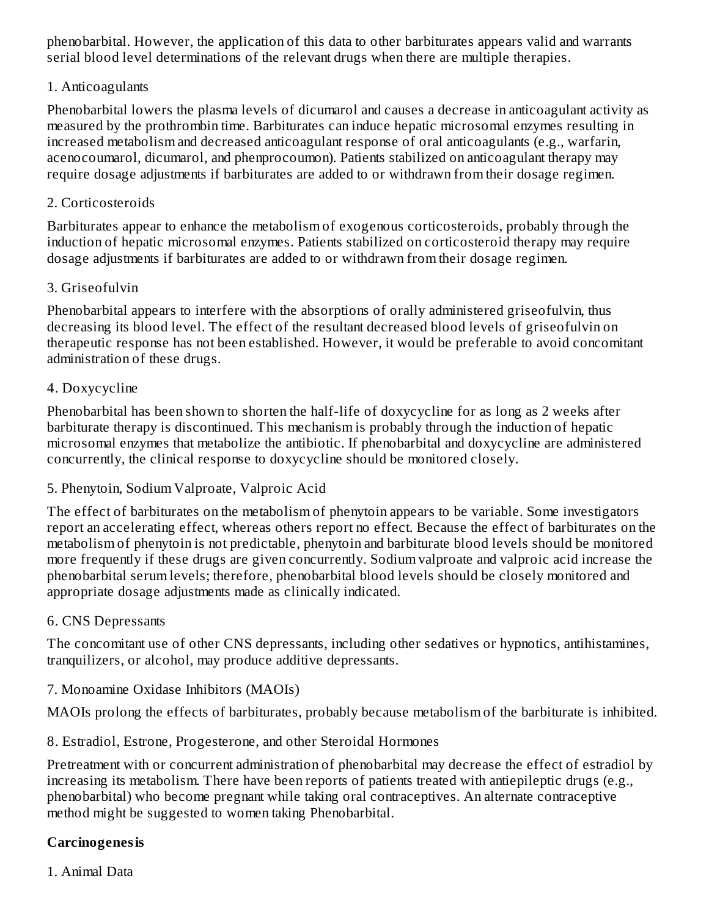phenobarbital. However, the application of this data to other barbiturates appears valid and warrants serial blood level determinations of the relevant drugs when there are multiple therapies.

1. Anticoagulants

Phenobarbital lowers the plasma levels of dicumarol and causes a decrease in anticoagulant activity as measured by the prothrombin time. Barbiturates can induce hepatic microsomal enzymes resulting in increased metabolism and decreased anticoagulant response of oral anticoagulants (e.g., warfarin, acenocoumarol, dicumarol, and phenprocoumon). Patients stabilized on anticoagulant therapy may require dosage adjustments if barbiturates are added to or withdrawn from their dosage regimen.

2. Corticosteroids

Barbiturates appear to enhance the metabolism of exogenous corticosteroids, probably through the induction of hepatic microsomal enzymes. Patients stabilized on corticosteroid therapy may require dosage adjustments if barbiturates are added to or withdrawn from their dosage regimen.

3. Griseofulvin

Phenobarbital appears to interfere with the absorptions of orally administered griseofulvin, thus decreasing its blood level. The effect of the resultant decreased blood levels of griseofulvin on therapeutic response has not been established. However, it would be preferable to avoid concomitant administration of these drugs.

4. Doxycycline

Phenobarbital has been shown to shorten the half-life of doxycycline for as long as 2 weeks after barbiturate therapy is discontinued. This mechanism is probably through the induction of hepatic microsomal enzymes that metabolize the antibiotic. If phenobarbital and doxycycline are administered concurrently, the clinical response to doxycycline should be monitored closely.

5. Phenytoin, Sodium Valproate, Valproic Acid

The effect of barbiturates on the metabolism of phenytoin appears to be variable. Some investigators report an accelerating effect, whereas others report no effect. Because the effect of barbiturates on the metabolism of phenytoin is not predictable, phenytoin and barbiturate blood levels should be monitored more frequently if these drugs are given concurrently. Sodium valproate and valproic acid increase the phenobarbital serum levels; therefore, phenobarbital blood levels should be closely monitored and appropriate dosage adjustments made as clinically indicated.

6. CNS Depressants

The concomitant use of other CNS depressants, including other sedatives or hypnotics, antihistamines, tranquilizers, or alcohol, may produce additive depressants.

7. Monoamine Oxidase Inhibitors (MAOIs)

MAOIs prolong the effects of barbiturates, probably because metabolism of the barbiturate is inhibited.

8. Estradiol, Estrone, Progesterone, and other Steroidal Hormones

Pretreatment with or concurrent administration of phenobarbital may decrease the effect of estradiol by increasing its metabolism. There have been reports of patients treated with antiepileptic drugs (e.g., phenobarbital) who become pregnant while taking oral contraceptives. An alternate contraceptive method might be suggested to women taking Phenobarbital.

**Carcinogenesis**

1. Animal Data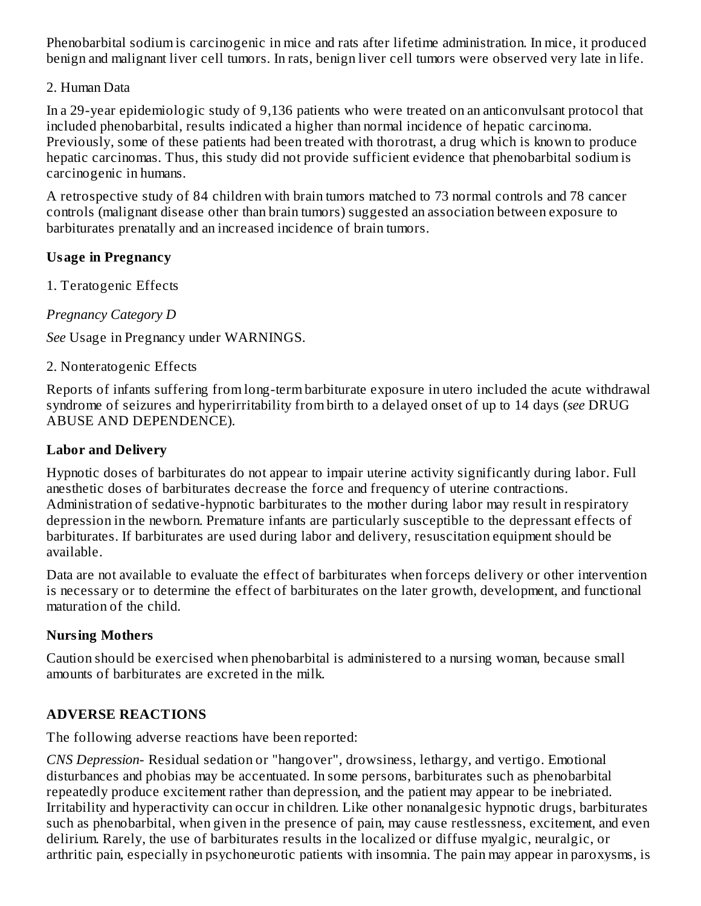Phenobarbital sodium is carcinogenic in mice and rats after lifetime administration. In mice, it produced benign and malignant liver cell tumors. In rats, benign liver cell tumors were observed very late in life.

2. Human Data

In a 29-year epidemiologic study of 9,136 patients who were treated on an anticonvulsant protocol that included phenobarbital, results indicated a higher than normal incidence of hepatic carcinoma. Previously, some of these patients had been treated with thorotrast, a drug which is known to produce hepatic carcinomas. Thus, this study did not provide sufficient evidence that phenobarbital sodium is carcinogenic in humans.

A retrospective study of 84 children with brain tumors matched to 73 normal controls and 78 cancer controls (malignant disease other than brain tumors) suggested an association between exposure to barbiturates prenatally and an increased incidence of brain tumors.

**Usage in Pregnancy**

1. Teratogenic Effects

*Pregnancy Category D*

*See* Usage in Pregnancy under WARNINGS.

2. Nonteratogenic Effects

Reports of infants suffering from long-term barbiturate exposure in utero included the acute withdrawal syndrome of seizures and hyperirritability from birth to a delayed onset of up to 14 days (*see* DRUG ABUSE AND DEPENDENCE).

**Labor and Delivery**

Hypnotic doses of barbiturates do not appear to impair uterine activity significantly during labor. Full anesthetic doses of barbiturates decrease the force and frequency of uterine contractions. Administration of sedative-hypnotic barbiturates to the mother during labor may result in respiratory depression in the newborn. Premature infants are particularly susceptible to the depressant effects of barbiturates. If barbiturates are used during labor and delivery, resuscitation equipment should be available.

Data are not available to evaluate the effect of barbiturates when forceps delivery or other intervention is necessary or to determine the effect of barbiturates on the later growth, development, and functional maturation of the child.

**Nursing Mothers**

Caution should be exercised when phenobarbital is administered to a nursing woman, because small amounts of barbiturates are excreted in the milk.

## ADVERSE REACTIONS

The following adverse reactions have been reported:

*CNS Depression*- Residual sedation or "hangover", drowsiness, lethargy, and vertigo. Emotional disturbances and phobias may be accentuated. In some persons, barbiturates such as phenobarbital repeatedly produce excitement rather than depression, and the patient may appear to be inebriated. Irritability and hyperactivity can occur in children. Like other nonanalgesic hypnotic drugs, barbiturates such as phenobarbital, when given in the presence of pain, may cause restlessness, excitement, and even delirium. Rarely, the use of barbiturates results in the localized or diffuse myalgic, neuralgic, or arthritic pain, especially in psychoneurotic patients with insomnia. The pain may appear in paroxysms, is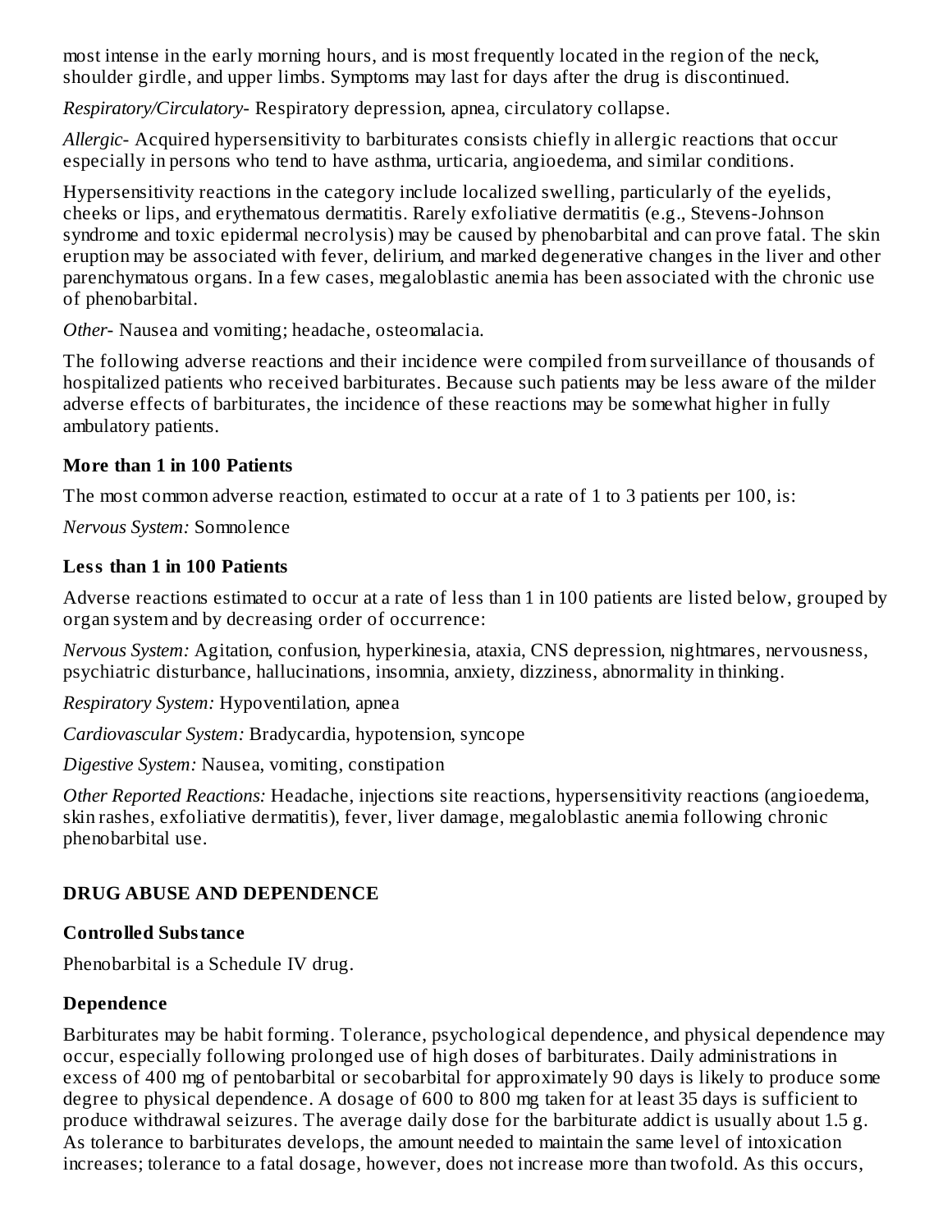most intense in the early morning hours, and is most frequently located in the region of the neck, shoulder girdle, and upper limbs. Symptoms may last for days after the drug is discontinued.

*Respiratory/Circulatory*- Respiratory depression, apnea, circulatory collapse.

*Allergic*- Acquired hypersensitivity to barbiturates consists chiefly in allergic reactions that occur especially in persons who tend to have asthma, urticaria, angioedema, and similar conditions.

Hypersensitivity reactions in the category include localized swelling, particularly of the eyelids, cheeks or lips, and erythematous dermatitis. Rarely exfoliative dermatitis (e.g., Stevens-Johnson syndrome and toxic epidermal necrolysis) may be caused by phenobarbital and can prove fatal. The skin eruption may be associated with fever, delirium, and marked degenerative changes in the liver and other parenchymatous organs. In a few cases, megaloblastic anemia has been associated with the chronic use of phenobarbital.

*Other*- Nausea and vomiting; headache, osteomalacia.

The following adverse reactions and their incidence were compiled from surveillance of thousands of hospitalized patients who received barbiturates. Because such patients may be less aware of the milder adverse effects of barbiturates, the incidence of these reactions may be somewhat higher in fully ambulatory patients.

**More than 1 in 100 Patients**

The most common adverse reaction, estimated to occur at a rate of 1 to 3 patients per 100, is:

*Nervous System:* Somnolence

**Less than 1 in 100 Patients**

Adverse reactions estimated to occur at a rate of less than 1 in 100 patients are listed below, grouped by organ system and by decreasing order of occurrence:

*Nervous System:* Agitation, confusion, hyperkinesia, ataxia, CNS depression, nightmares, nervousness, psychiatric disturbance, hallucinations, insomnia, anxiety, dizziness, abnormality in thinking.

*Respiratory System:* Hypoventilation, apnea

*Cardiovascular System:* Bradycardia, hypotension, syncope

*Digestive System:* Nausea, vomiting, constipation

*Other Reported Reactions:* Headache, injections site reactions, hypersensitivity reactions (angioedema, skin rashes, exfoliative dermatitis), fever, liver damage, megaloblastic anemia following chronic phenobarbital use.

## DRUG ABUSE AND DEPENDENCE

**Controlled Substance**

Phenobarbital is a Schedule IV drug.

**Dependence**

Barbiturates may be habit forming. Tolerance, psychological dependence, and physical dependence may occur, especially following prolonged use of high doses of barbiturates. Daily administrations in excess of 400 mg of pentobarbital or secobarbital for approximately 90 days is likely to produce some degree to physical dependence. A dosage of 600 to 800 mg taken for at least 35 days is sufficient to produce withdrawal seizures. The average daily dose for the barbiturate addict is usually about 1.5 g. As tolerance to barbiturates develops, the amount needed to maintain the same level of intoxication increases; tolerance to a fatal dosage, however, does not increase more than twofold. As this occurs,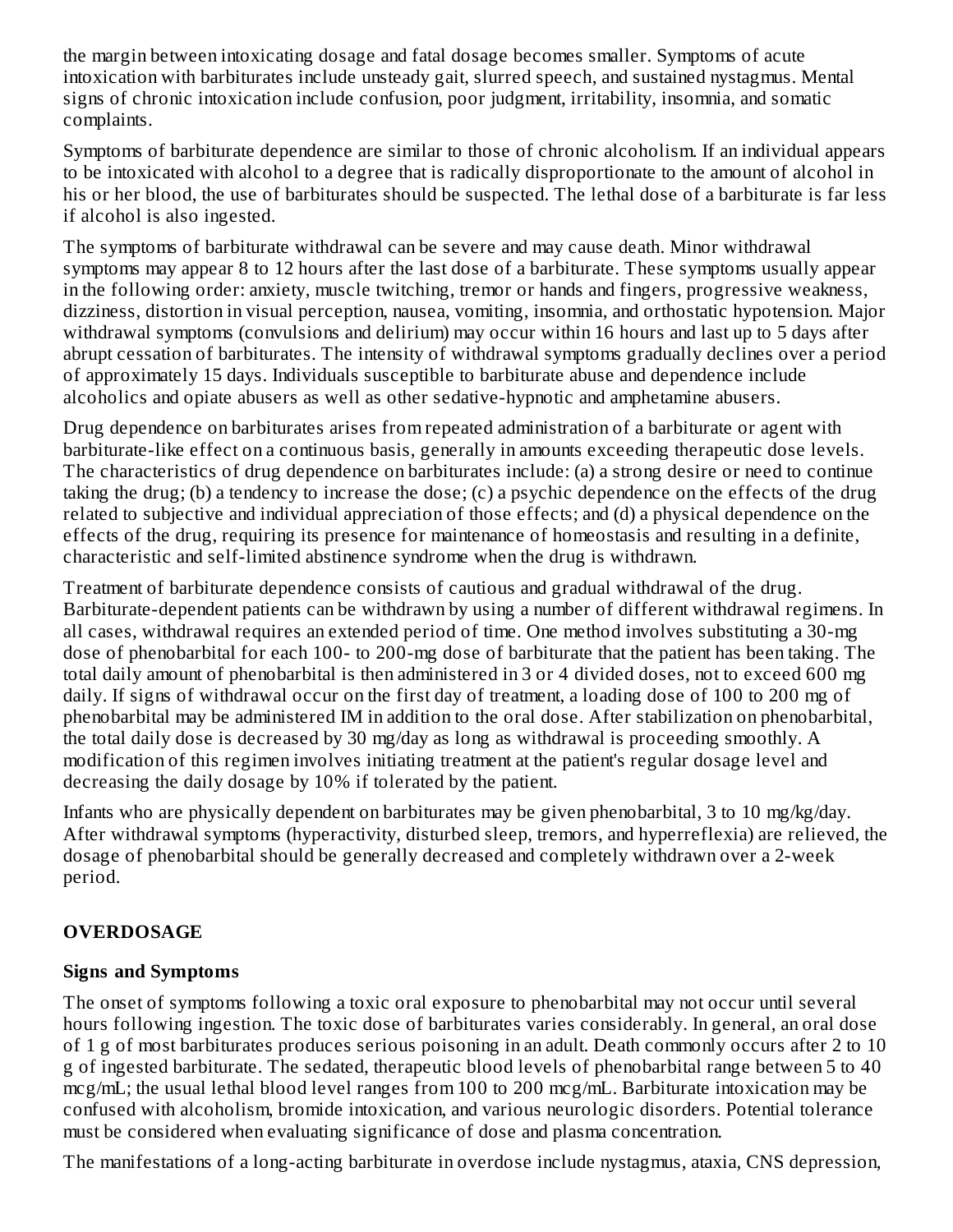the margin between intoxicating dosage and fatal dosage becomes smaller. Symptoms of acute intoxication with barbiturates include unsteady gait, slurred speech, and sustained nystagmus. Mental signs of chronic intoxication include confusion, poor judgment, irritability, insomnia, and somatic complaints.

Symptoms of barbiturate dependence are similar to those of chronic alcoholism. If an individual appears to be intoxicated with alcohol to a degree that is radically disproportionate to the amount of alcohol in his or her blood, the use of barbiturates should be suspected. The lethal dose of a barbiturate is far less if alcohol is also ingested.

The symptoms of barbiturate withdrawal can be severe and may cause death. Minor withdrawal symptoms may appear 8 to 12 hours after the last dose of a barbiturate. These symptoms usually appear in the following order: anxiety, muscle twitching, tremor or hands and fingers, progressive weakness, dizziness, distortion in visual perception, nausea, vomiting, insomnia, and orthostatic hypotension. Major withdrawal symptoms (convulsions and delirium) may occur within 16 hours and last up to 5 days after abrupt cessation of barbiturates. The intensity of withdrawal symptoms gradually declines over a period of approximately 15 days. Individuals susceptible to barbiturate abuse and dependence include alcoholics and opiate abusers as well as other sedative-hypnotic and amphetamine abusers.

Drug dependence on barbiturates arises from repeated administration of a barbiturate or agent with barbiturate-like effect on a continuous basis, generally in amounts exceeding therapeutic dose levels. The characteristics of drug dependence on barbiturates include: (a) a strong desire or need to continue taking the drug; (b) a tendency to increase the dose; (c) a psychic dependence on the effects of the drug related to subjective and individual appreciation of those effects; and (d) a physical dependence on the effects of the drug, requiring its presence for maintenance of homeostasis and resulting in a definite, characteristic and self-limited abstinence syndrome when the drug is withdrawn.

Treatment of barbiturate dependence consists of cautious and gradual withdrawal of the drug. Barbiturate-dependent patients can be withdrawn by using a number of different withdrawal regimens. In all cases, withdrawal requires an extended period of time. One method involves substituting a 30-mg dose of phenobarbital for each 100- to 200-mg dose of barbiturate that the patient has been taking. The total daily amount of phenobarbital is then administered in 3 or 4 divided doses, not to exceed 600 mg daily. If signs of withdrawal occur on the first day of treatment, a loading dose of 100 to 200 mg of phenobarbital may be administered IM in addition to the oral dose. After stabilization on phenobarbital, the total daily dose is decreased by 30 mg/day as long as withdrawal is proceeding smoothly. A modification of this regimen involves initiating treatment at the patient's regular dosage level and decreasing the daily dosage by 10% if tolerated by the patient.

Infants who are physically dependent on barbiturates may be given phenobarbital, 3 to 10 mg/kg/day. After withdrawal symptoms (hyperactivity, disturbed sleep, tremors, and hyperreflexia) are relieved, the dosage of phenobarbital should be generally decreased and completely withdrawn over a 2-week period.

## OVERDOSAGE

### Signs and Symptoms

The onset of symptoms following a toxic oral exposure to phenobarbital may not occur until several hours following ingestion. The toxic dose of barbiturates varies considerably. In general, an oral dose of 1 g of most barbiturates produces serious poisoning in an adult. Death commonly occurs after 2 to 10 g of ingested barbiturate. The sedated, therapeutic blood levels of phenobarbital range between 5 to 40 mcg/mL; the usual lethal blood level ranges from 100 to 200 mcg/mL. Barbiturate intoxication may be confused with alcoholism, bromide intoxication, and various neurologic disorders. Potential tolerance must be considered when evaluating significance of dose and plasma concentration.

The manifestations of a long-acting barbiturate in overdose include nystagmus, ataxia, CNS depression,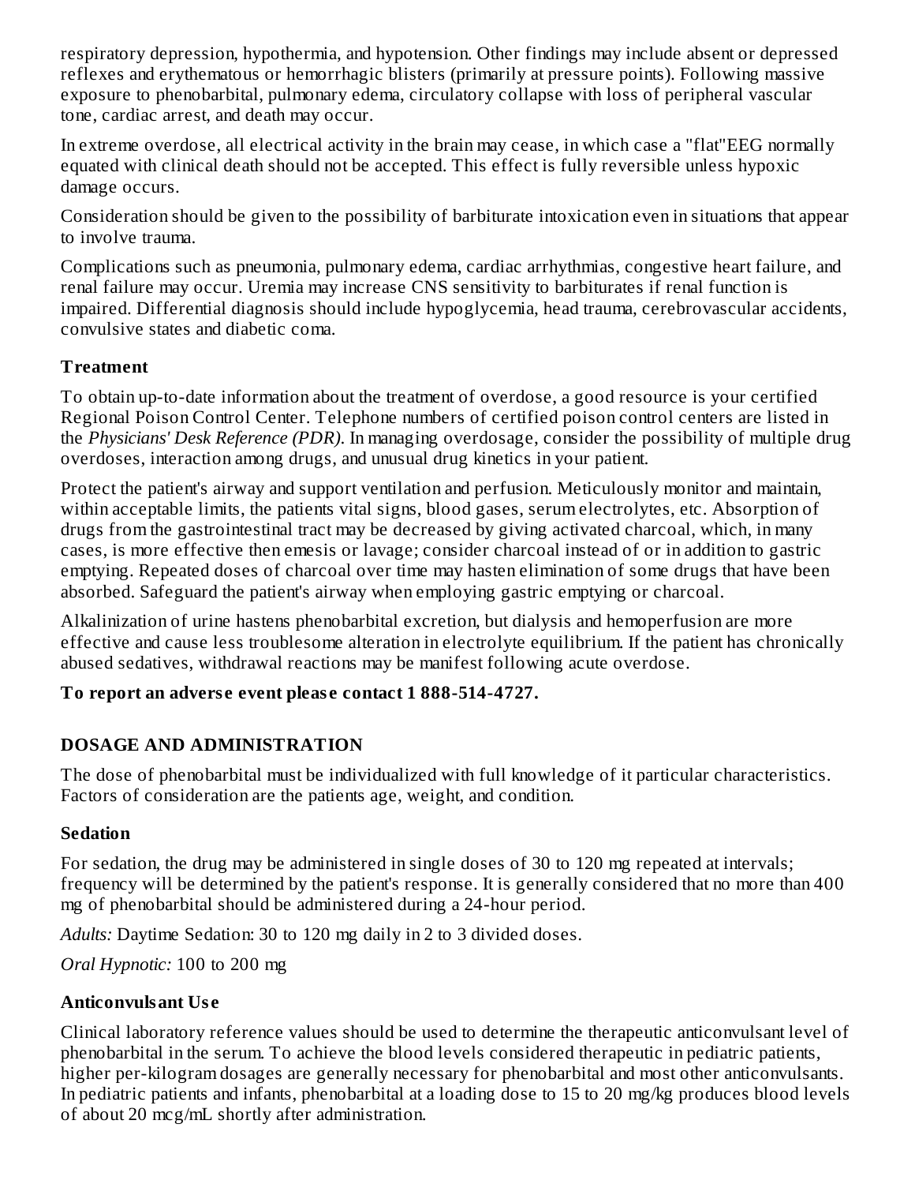respiratory depression, hypothermia, and hypotension. Other findings may include absent or depressed reflexes and erythematous or hemorrhagic blisters (primarily at pressure points). Following massive exposure to phenobarbital, pulmonary edema, circulatory collapse with loss of peripheral vascular tone, cardiac arrest, and death may occur.

In extreme overdose, all electrical activity in the brain may cease, in which case a "flat"EEG normally equated with clinical death should not be accepted. This effect is fully reversible unless hypoxic damage occurs.

Consideration should be given to the possibility of barbiturate intoxication even in situations that appear to involve trauma.

Complications such as pneumonia, pulmonary edema, cardiac arrhythmias, congestive heart failure, and renal failure may occur. Uremia may increase CNS sensitivity to barbiturates if renal function is impaired. Differential diagnosis should include hypoglycemia, head trauma, cerebrovascular accidents, convulsive states and diabetic coma.

### Treatment

To obtain up-to-date information about the treatment of overdose, a good resource is your certified Regional Poison Control Center. Telephone numbers of certified poison control centers are listed in the *Physicians' Desk Reference (PDR)*. In managing overdosage, consider the possibility of multiple drug overdoses, interaction among drugs, and unusual drug kinetics in your patient.

Protect the patient's airway and support ventilation and perfusion. Meticulously monitor and maintain, within acceptable limits, the patients vital signs, blood gases, serum electrolytes, etc. Absorption of drugs from the gastrointestinal tract may be decreased by giving activated charcoal, which, in many cases, is more effective then emesis or lavage; consider charcoal instead of or in addition to gastric emptying. Repeated doses of charcoal over time may hasten elimination of some drugs that have been absorbed. Safeguard the patient's airway when employing gastric emptying or charcoal.

Alkalinization of urine hastens phenobarbital excretion, but dialysis and hemoperfusion are more effective and cause less troublesome alteration in electrolyte equilibrium. If the patient has chronically abused sedatives, withdrawal reactions may be manifest following acute overdose.

**To report an adverse event please contact 1 888-514-4727.**

## DOSAGE AND ADMINISTRATION

The dose of phenobarbital must be individualized with full knowledge of it particular characteristics. Factors of consideration are the patients age, weight, and condition.

### Sedation

For sedation, the drug may be administered in single doses of 30 to 120 mg repeated at intervals; frequency will be determined by the patient's response. It is generally considered that no more than 400 mg of phenobarbital should be administered during a 24-hour period.

*Adults:* Daytime Sedation: 30 to 120 mg daily in 2 to 3 divided doses.

*Oral Hypnotic:* 100 to 200 mg

### Anticonvulsant Use

Clinical laboratory reference values should be used to determine the therapeutic anticonvulsant level of phenobarbital in the serum. To achieve the blood levels considered therapeutic in pediatric patients, higher per-kilogram dosages are generally necessary for phenobarbital and most other anticonvulsants. In pediatric patients and infants, phenobarbital at a loading dose to 15 to 20 mg/kg produces blood levels of about 20 mcg/mL shortly after administration.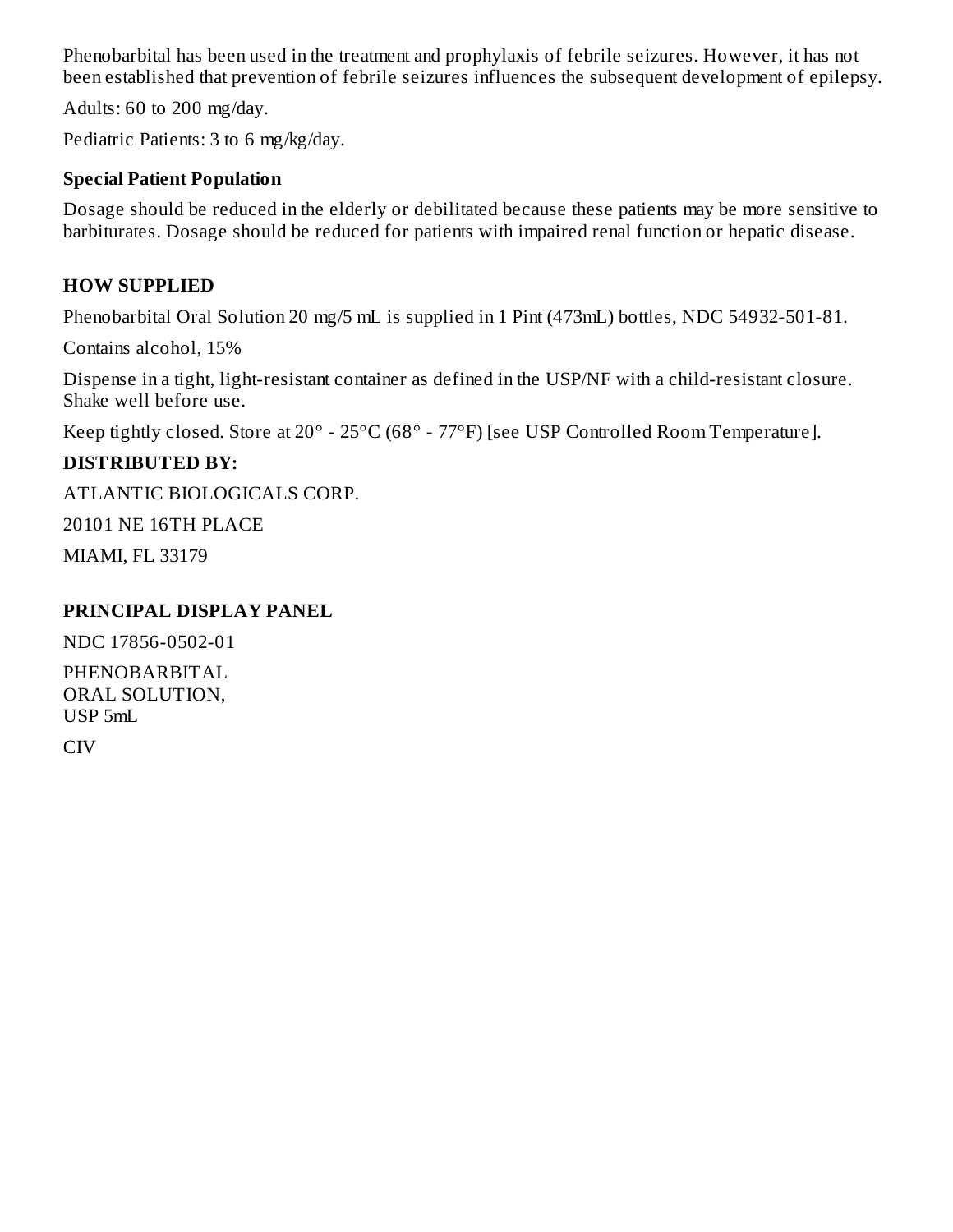Phenobarbital has been used in the treatment and prophylaxis of febrile seizures. However, it has not been established that prevention of febrile seizures influences the subsequent development of epilepsy.

Adults: 60 to 200 mg/day.

Pediatric Patients: 3 to 6 mg/kg/day.

### Special Patient Population

Dosage should be reduced in the elderly or debilitated because these patients may be more sensitive to barbiturates. Dosage should be reduced for patients with impaired renal function or hepatic disease.

## HOW SUPPLIED

Phenobarbital Oral Solution 20 mg/5 mL is supplied in 1 Pint (473mL) bottles, NDC 54932-501-81.

Contains alcohol, 15%

Dispense in a tight, light-resistant container as defined in the USP/NF with a child-resistant closure. Shake well before use.

Keep tightly closed. Store at 20° - 25°C (68° - 77°F) [see USP Controlled Room Temperature].

### DISTRIBUTED BY:

ATLANTIC BIOLOGICALS CORP.

20101 NE 16TH PLACE

MIAMI, FL 33179

## PRINCIPAL DISPLAY PANEL

NDC 17856-0502-01

PHENOBARBITAL
ORAL SOLUTION,
USP 5mL

CIV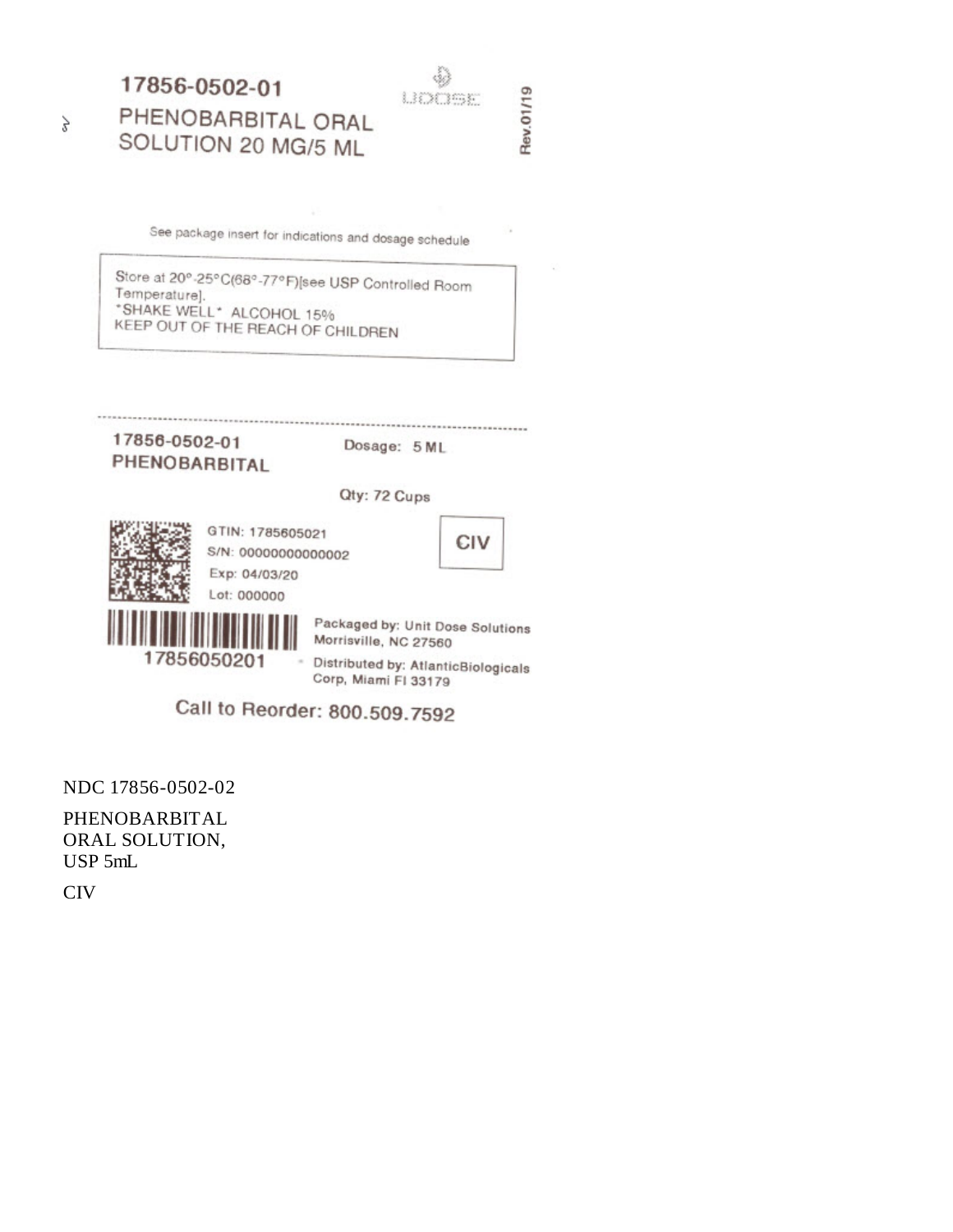17856-0502-01

PHENOBARBITAL ORAL SOLUTION 20 MG/5 ML

UDOSE

Rev.01/19

See package insert for indications and dosage schedule

Store at 20°-25°C(68°-77°F)[see USP Controlled Room Temperature].
*SHAKE WELL* ALCOHOL 15%
KEEP OUT OF THE REACH OF CHILDREN

17856-0502-01
PHENOBARBITAL

Dosage: 5 ML

Qty: 72 Cups

GTIN: 1785605021
S/N: 00000000000002
Exp: 04/03/20
Lot: 000000

CIV

17856050201

Packaged by: Unit Dose Solutions Morrisville, NC 27560

Distributed by: AtlanticBiologicals Corp, Miami Fl 33179

Call to Reorder: 800.509.7592

NDC 17856-0502-02

PHENOBARBITAL ORAL SOLUTION, USP 5mL

CIV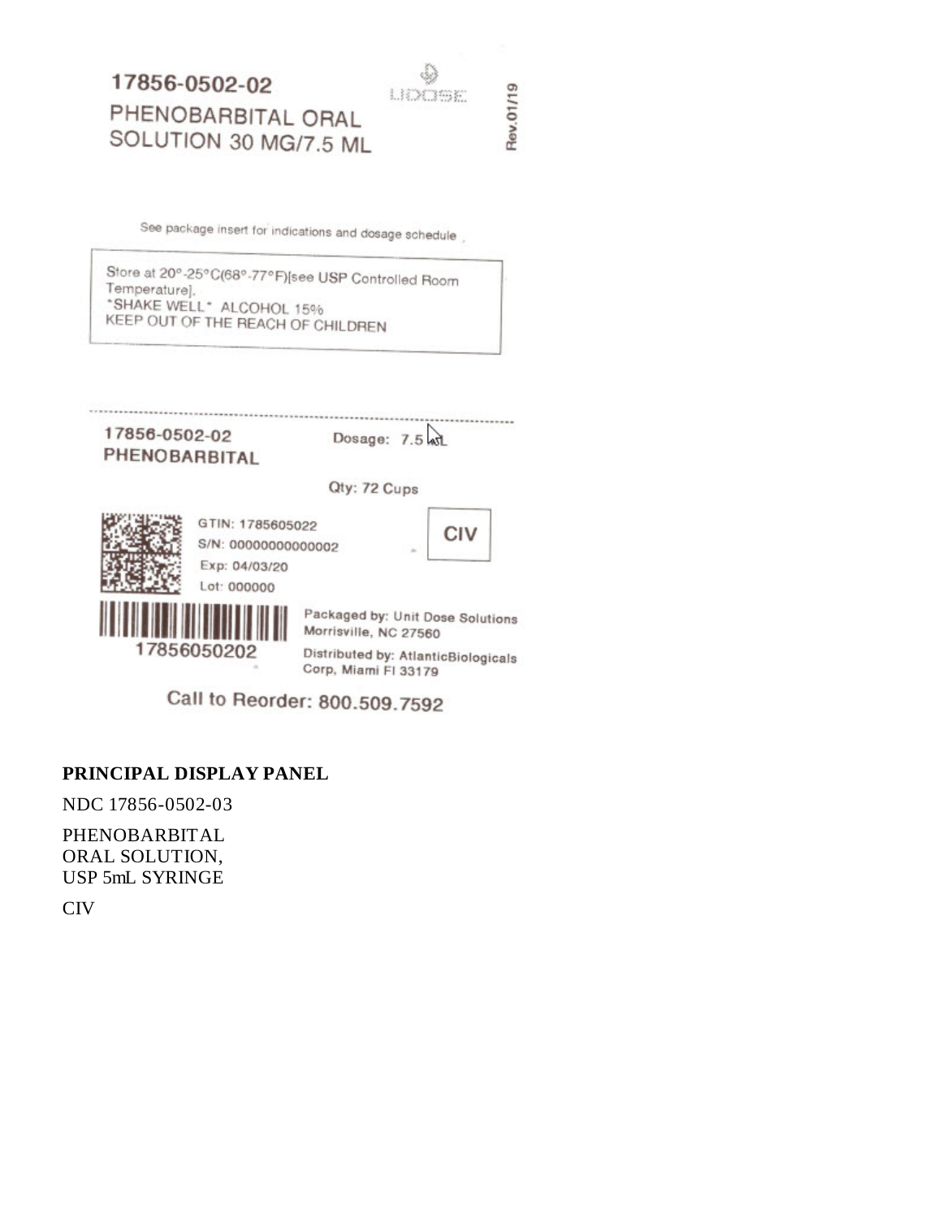17856-0502-02

PHENOBARBITAL ORAL SOLUTION 30 MG/7.5 ML

UDOSE

Rev.01/19

See package insert for indications and dosage schedule

Store at 20°-25°C(68°-77°F)[see USP Controlled Room Temperature].
*SHAKE WELL* ALCOHOL 15%
KEEP OUT OF THE REACH OF CHILDREN

17856-0502-02
PHENOBARBITAL

Dosage: 7.5 mL

Qty: 72 Cups

GTIN: 1785605022
S/N: 00000000000002
Exp: 04/03/20
Lot: 000000

CIV

17856050202

Packaged by: Unit Dose Solutions
Morrisville, NC 27560

Distributed by: AtlanticBiologicals Corp, Miami Fl 33179

Call to Reorder: 800.509.7592

**PRINCIPAL DISPLAY PANEL**

NDC 17856-0502-03

PHENOBARBITAL
ORAL SOLUTION,
USP 5mL SYRINGE

CIV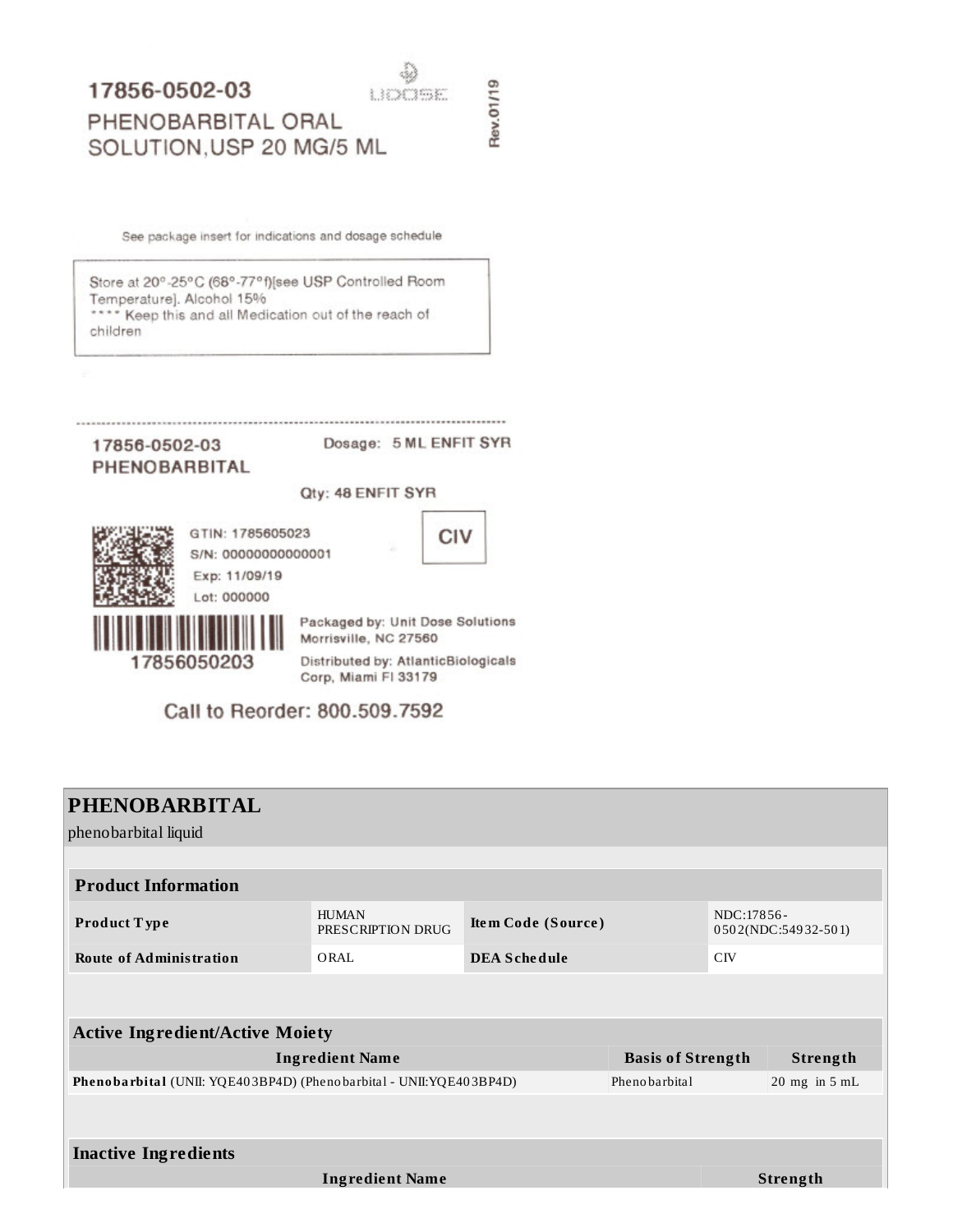17856-0502-03

UDOSE

PHENOBARBITAL ORAL SOLUTION,USP 20 MG/5 ML

Rev.01/19

See package insert for indications and dosage schedule

Store at 20°-25°C (68°-77°f)[see USP Controlled Room Temperature]. Alcohol 15%
**** Keep this and all Medication out of the reach of children

17856-0502-03
PHENOBARBITAL

Dosage: 5 ML ENFIT SYR

Qty: 48 ENFIT SYR

GTIN: 1785605023
S/N: 00000000000001
Exp: 11/09/19
Lot: 000000

CIV

17856050203

Packaged by: Unit Dose Solutions
Morrisville, NC 27560

Distributed by: AtlanticBiologicals Corp, Miami Fl 33179

Call to Reorder: 800.509.7592

# PHENOBARBITAL

phenobarbital liquid

| Product Information | | | |
|---|---|---|---|
| **Product Type** | HUMAN PRESCRIPTION DRUG | **Item Code (Source)** | NDC:17856-0502(NDC:54932-501) |
| **Route of Administration** | ORAL | **DEA Schedule** | CIV |

| Active Ingredient/Active Moiety | | |
|---|---|---|
| **Ingredient Name** | **Basis of Strength** | **Strength** |
| **Phenobarbital** (UNII: YQE403BP4D) (Phenobarbital - UNII:YQE403BP4D) | Phenobarbital | 20 mg in 5 mL |

| Inactive Ingredients | |
|---|---|
| **Ingredient Name** | **Strength** |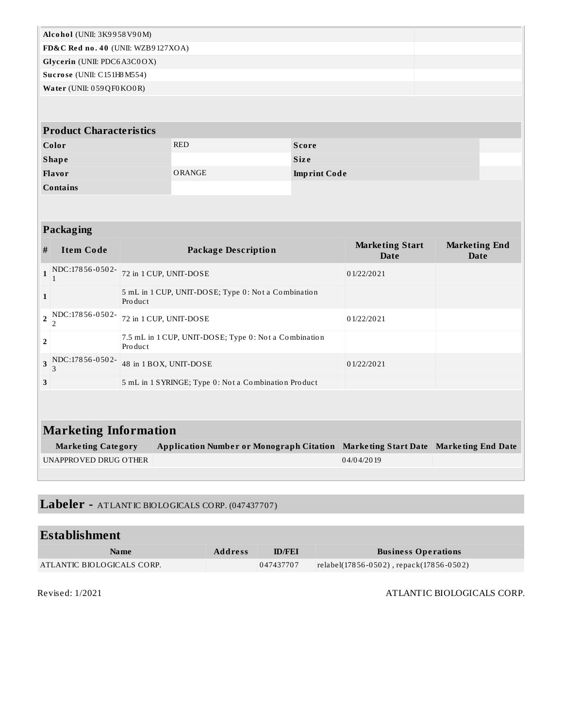| | |
|---|---|
| **Alcohol** (UNII: 3K9958V90M) | |
| **FD&C Red no. 40** (UNII: WZB9127XOA) | |
| **Glycerin** (UNII: PDC6A3C0OX) | |
| **Sucrose** (UNII: C151H8M554) | |
| **Water** (UNII: 059QF0KO0R) | |

| **Product Characteristics** | | | |
|---|---|---|---|
| **Color** | RED | **Score** | |
| **Shape** | | **Size** | |
| **Flavor** | ORANGE | **Imprint Code** | |
| **Contains** | | | |

**Packaging**

| # | Item Code | Package Description | Marketing Start Date | Marketing End Date |
|---|---|---|---|---|
| 1 | NDC:17856-0502-1 | 72 in 1 CUP, UNIT-DOSE | 01/22/2021 | |
| 1 | | 5 mL in 1 CUP, UNIT-DOSE; Type 0: Not a Combination Product | | |
| 2 | NDC:17856-0502-2 | 72 in 1 CUP, UNIT-DOSE | 01/22/2021 | |
| 2 | | 7.5 mL in 1 CUP, UNIT-DOSE; Type 0: Not a Combination Product | | |
| 3 | NDC:17856-0502-3 | 48 in 1 BOX, UNIT-DOSE | 01/22/2021 | |
| 3 | | 5 mL in 1 SYRINGE; Type 0: Not a Combination Product | | |

## Marketing Information

| Marketing Category | Application Number or Monograph Citation | Marketing Start Date | Marketing End Date |
|---|---|---|---|
| UNAPPROVED DRUG OTHER | | 04/04/2019 | |

## Labeler - ATLANTIC BIOLOGICALS CORP. (047437707)

## Establishment

| Name | Address | ID/FEI | Business Operations |
|---|---|---|---|
| ATLANTIC BIOLOGICALS CORP. | | 047437707 | relabel(17856-0502) , repack(17856-0502) |

Revised: 1/2021

ATLANTIC BIOLOGICALS CORP.